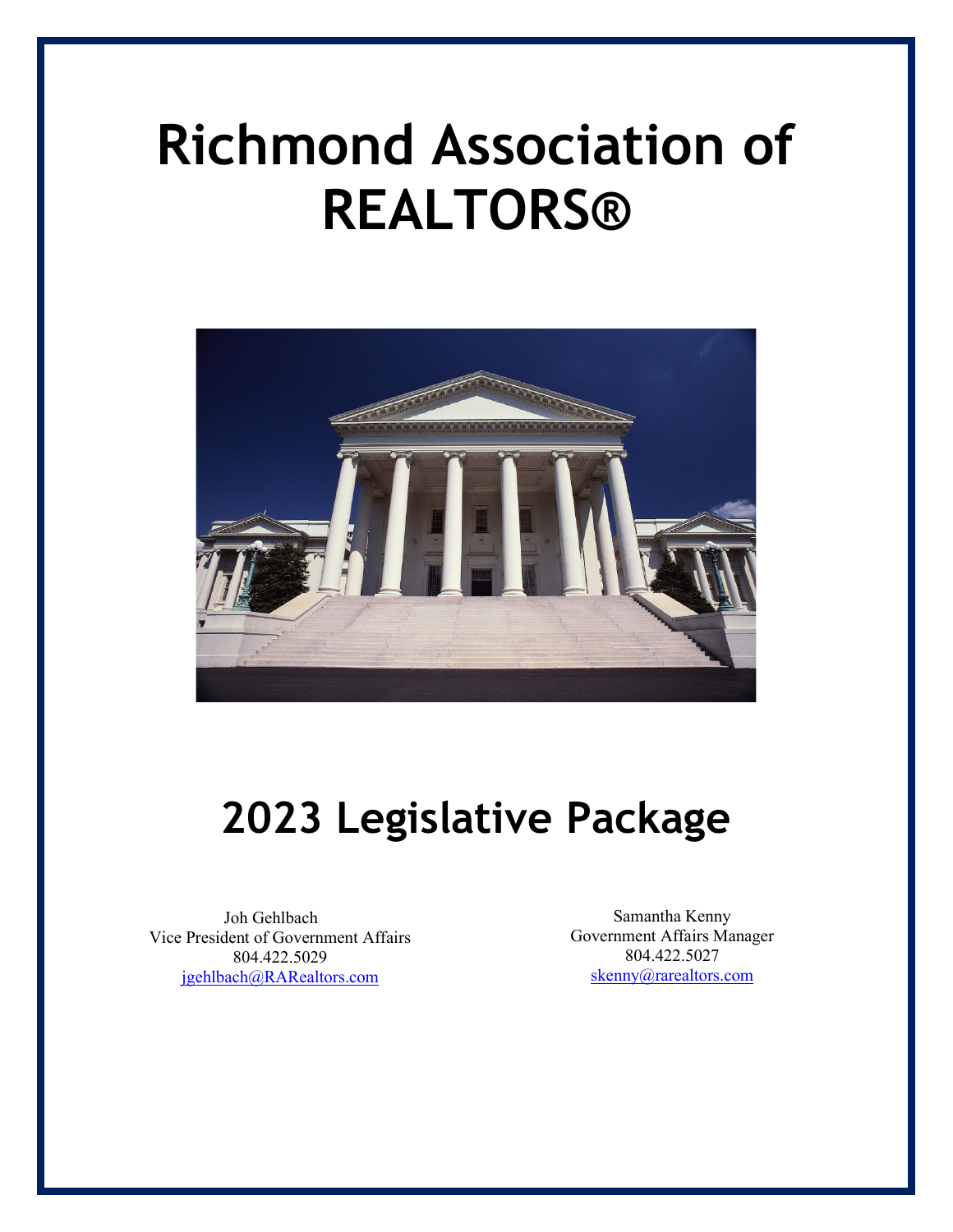# Richmond Association of REALTORS®

# 2023 Legislative Package

Joh Gehlbach
Vice President of Government Affairs
804.422.5029
jgehlbach@RARealtors.com

Samantha Kenny
Government Affairs Manager
804.422.5027
skenny@rarealtors.com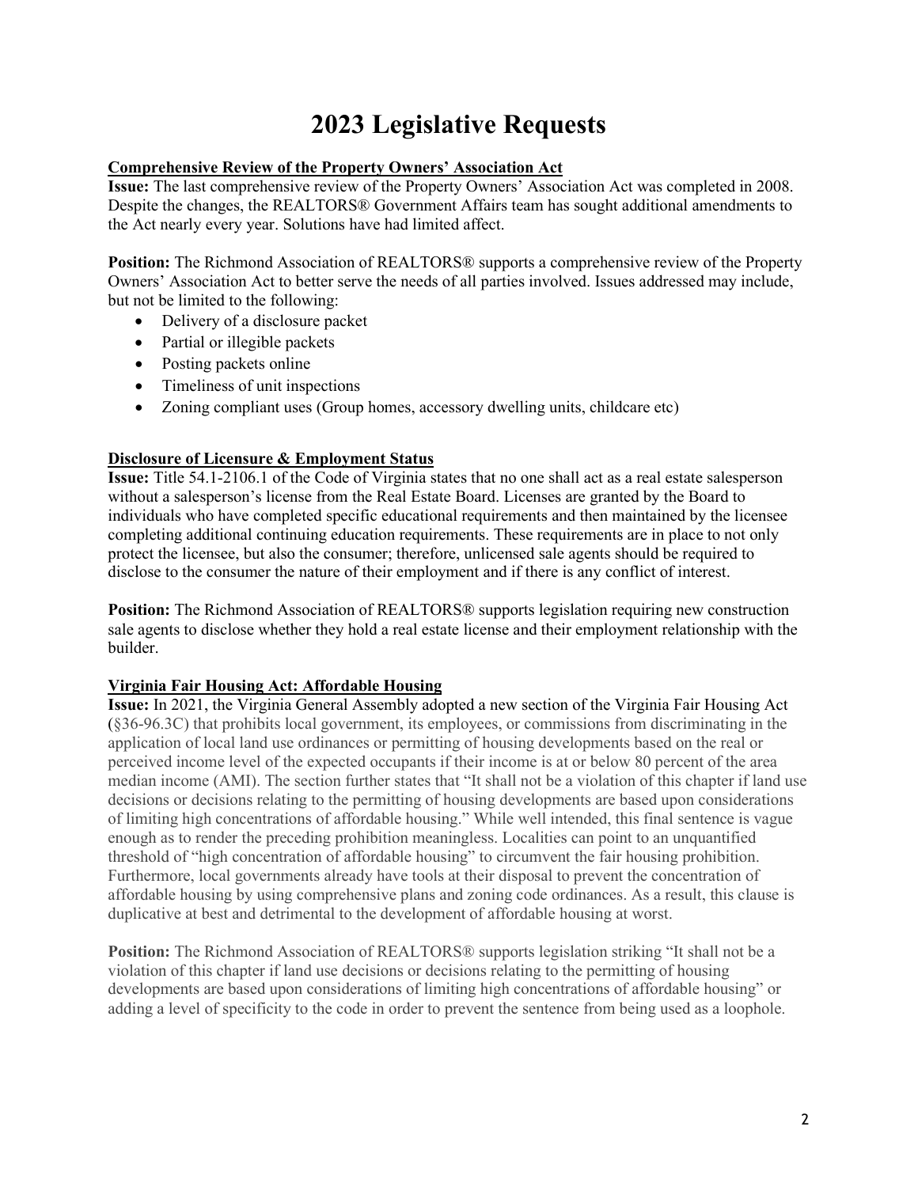# 2023 Legislative Requests

**Comprehensive Review of the Property Owners' Association Act**

**Issue:** The last comprehensive review of the Property Owners' Association Act was completed in 2008. Despite the changes, the REALTORS® Government Affairs team has sought additional amendments to the Act nearly every year. Solutions have had limited affect.

**Position:** The Richmond Association of REALTORS® supports a comprehensive review of the Property Owners' Association Act to better serve the needs of all parties involved. Issues addressed may include, but not be limited to the following:

- Delivery of a disclosure packet
- Partial or illegible packets
- Posting packets online
- Timeliness of unit inspections
- Zoning compliant uses (Group homes, accessory dwelling units, childcare etc)

**Disclosure of Licensure & Employment Status**

**Issue:** Title 54.1-2106.1 of the Code of Virginia states that no one shall act as a real estate salesperson without a salesperson's license from the Real Estate Board. Licenses are granted by the Board to individuals who have completed specific educational requirements and then maintained by the licensee completing additional continuing education requirements. These requirements are in place to not only protect the licensee, but also the consumer; therefore, unlicensed sale agents should be required to disclose to the consumer the nature of their employment and if there is any conflict of interest.

**Position:** The Richmond Association of REALTORS® supports legislation requiring new construction sale agents to disclose whether they hold a real estate license and their employment relationship with the builder.

**Virginia Fair Housing Act: Affordable Housing**

**Issue:** In 2021, the Virginia General Assembly adopted a new section of the Virginia Fair Housing Act (§36-96.3C) that prohibits local government, its employees, or commissions from discriminating in the application of local land use ordinances or permitting of housing developments based on the real or perceived income level of the expected occupants if their income is at or below 80 percent of the area median income (AMI). The section further states that "It shall not be a violation of this chapter if land use decisions or decisions relating to the permitting of housing developments are based upon considerations of limiting high concentrations of affordable housing." While well intended, this final sentence is vague enough as to render the preceding prohibition meaningless. Localities can point to an unquantified threshold of "high concentration of affordable housing" to circumvent the fair housing prohibition. Furthermore, local governments already have tools at their disposal to prevent the concentration of affordable housing by using comprehensive plans and zoning code ordinances. As a result, this clause is duplicative at best and detrimental to the development of affordable housing at worst.

**Position:** The Richmond Association of REALTORS® supports legislation striking "It shall not be a violation of this chapter if land use decisions or decisions relating to the permitting of housing developments are based upon considerations of limiting high concentrations of affordable housing" or adding a level of specificity to the code in order to prevent the sentence from being used as a loophole.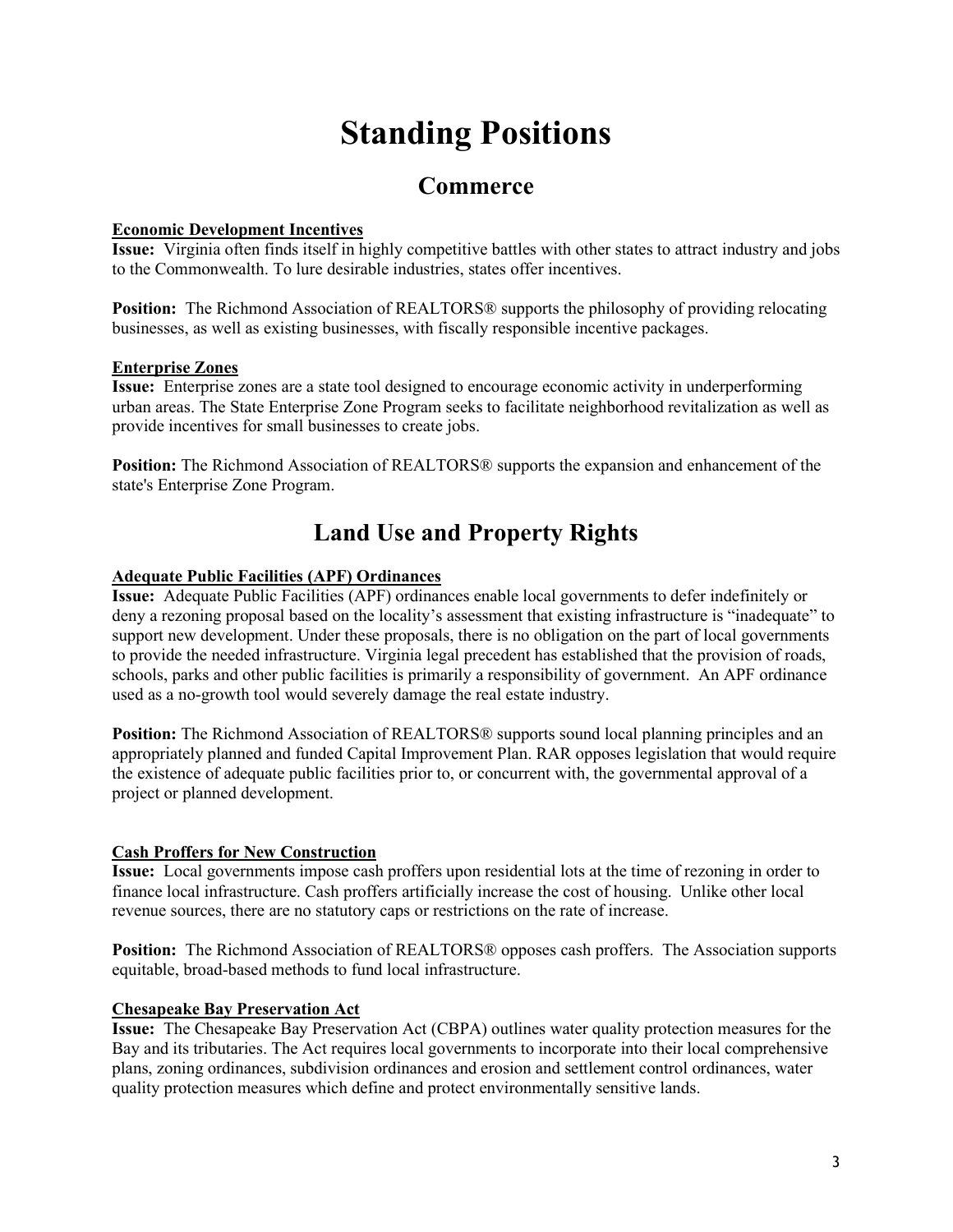# Standing Positions

## Commerce

### Economic Development Incentives

**Issue:** Virginia often finds itself in highly competitive battles with other states to attract industry and jobs to the Commonwealth. To lure desirable industries, states offer incentives.

**Position:** The Richmond Association of REALTORS® supports the philosophy of providing relocating businesses, as well as existing businesses, with fiscally responsible incentive packages.

### Enterprise Zones

**Issue:** Enterprise zones are a state tool designed to encourage economic activity in underperforming urban areas. The State Enterprise Zone Program seeks to facilitate neighborhood revitalization as well as provide incentives for small businesses to create jobs.

**Position:** The Richmond Association of REALTORS® supports the expansion and enhancement of the state's Enterprise Zone Program.

## Land Use and Property Rights

### Adequate Public Facilities (APF) Ordinances

**Issue:** Adequate Public Facilities (APF) ordinances enable local governments to defer indefinitely or deny a rezoning proposal based on the locality's assessment that existing infrastructure is "inadequate" to support new development. Under these proposals, there is no obligation on the part of local governments to provide the needed infrastructure. Virginia legal precedent has established that the provision of roads, schools, parks and other public facilities is primarily a responsibility of government. An APF ordinance used as a no-growth tool would severely damage the real estate industry.

**Position:** The Richmond Association of REALTORS® supports sound local planning principles and an appropriately planned and funded Capital Improvement Plan. RAR opposes legislation that would require the existence of adequate public facilities prior to, or concurrent with, the governmental approval of a project or planned development.

### Cash Proffers for New Construction

**Issue:** Local governments impose cash proffers upon residential lots at the time of rezoning in order to finance local infrastructure. Cash proffers artificially increase the cost of housing. Unlike other local revenue sources, there are no statutory caps or restrictions on the rate of increase.

**Position:** The Richmond Association of REALTORS® opposes cash proffers. The Association supports equitable, broad-based methods to fund local infrastructure.

### Chesapeake Bay Preservation Act

**Issue:** The Chesapeake Bay Preservation Act (CBPA) outlines water quality protection measures for the Bay and its tributaries. The Act requires local governments to incorporate into their local comprehensive plans, zoning ordinances, subdivision ordinances and erosion and settlement control ordinances, water quality protection measures which define and protect environmentally sensitive lands.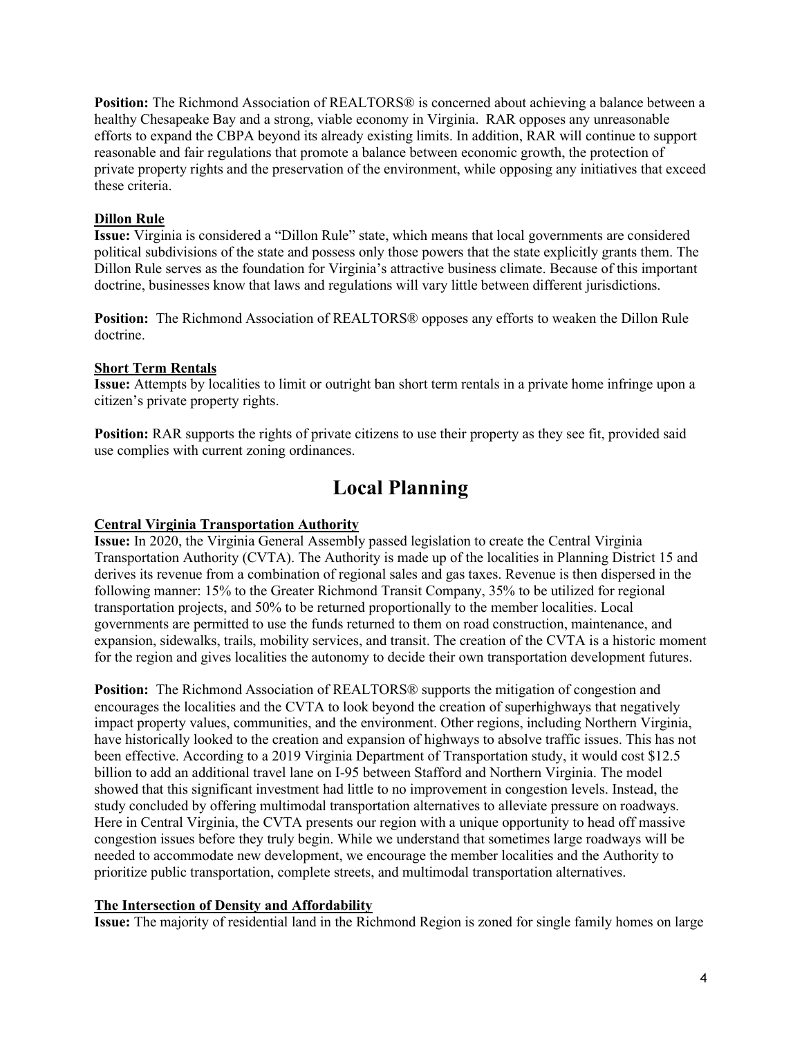**Position:** The Richmond Association of REALTORS® is concerned about achieving a balance between a healthy Chesapeake Bay and a strong, viable economy in Virginia. RAR opposes any unreasonable efforts to expand the CBPA beyond its already existing limits. In addition, RAR will continue to support reasonable and fair regulations that promote a balance between economic growth, the protection of private property rights and the preservation of the environment, while opposing any initiatives that exceed these criteria.

### Dillon Rule

**Issue:** Virginia is considered a "Dillon Rule" state, which means that local governments are considered political subdivisions of the state and possess only those powers that the state explicitly grants them. The Dillon Rule serves as the foundation for Virginia's attractive business climate. Because of this important doctrine, businesses know that laws and regulations will vary little between different jurisdictions.

**Position:** The Richmond Association of REALTORS® opposes any efforts to weaken the Dillon Rule doctrine.

### Short Term Rentals

**Issue:** Attempts by localities to limit or outright ban short term rentals in a private home infringe upon a citizen's private property rights.

**Position:** RAR supports the rights of private citizens to use their property as they see fit, provided said use complies with current zoning ordinances.

## Local Planning

### Central Virginia Transportation Authority

**Issue:** In 2020, the Virginia General Assembly passed legislation to create the Central Virginia Transportation Authority (CVTA). The Authority is made up of the localities in Planning District 15 and derives its revenue from a combination of regional sales and gas taxes. Revenue is then dispersed in the following manner: 15% to the Greater Richmond Transit Company, 35% to be utilized for regional transportation projects, and 50% to be returned proportionally to the member localities. Local governments are permitted to use the funds returned to them on road construction, maintenance, and expansion, sidewalks, trails, mobility services, and transit. The creation of the CVTA is a historic moment for the region and gives localities the autonomy to decide their own transportation development futures.

**Position:** The Richmond Association of REALTORS® supports the mitigation of congestion and encourages the localities and the CVTA to look beyond the creation of superhighways that negatively impact property values, communities, and the environment. Other regions, including Northern Virginia, have historically looked to the creation and expansion of highways to absolve traffic issues. This has not been effective. According to a 2019 Virginia Department of Transportation study, it would cost $12.5 billion to add an additional travel lane on I-95 between Stafford and Northern Virginia. The model showed that this significant investment had little to no improvement in congestion levels. Instead, the study concluded by offering multimodal transportation alternatives to alleviate pressure on roadways. Here in Central Virginia, the CVTA presents our region with a unique opportunity to head off massive congestion issues before they truly begin. While we understand that sometimes large roadways will be needed to accommodate new development, we encourage the member localities and the Authority to prioritize public transportation, complete streets, and multimodal transportation alternatives.

### The Intersection of Density and Affordability

**Issue:** The majority of residential land in the Richmond Region is zoned for single family homes on large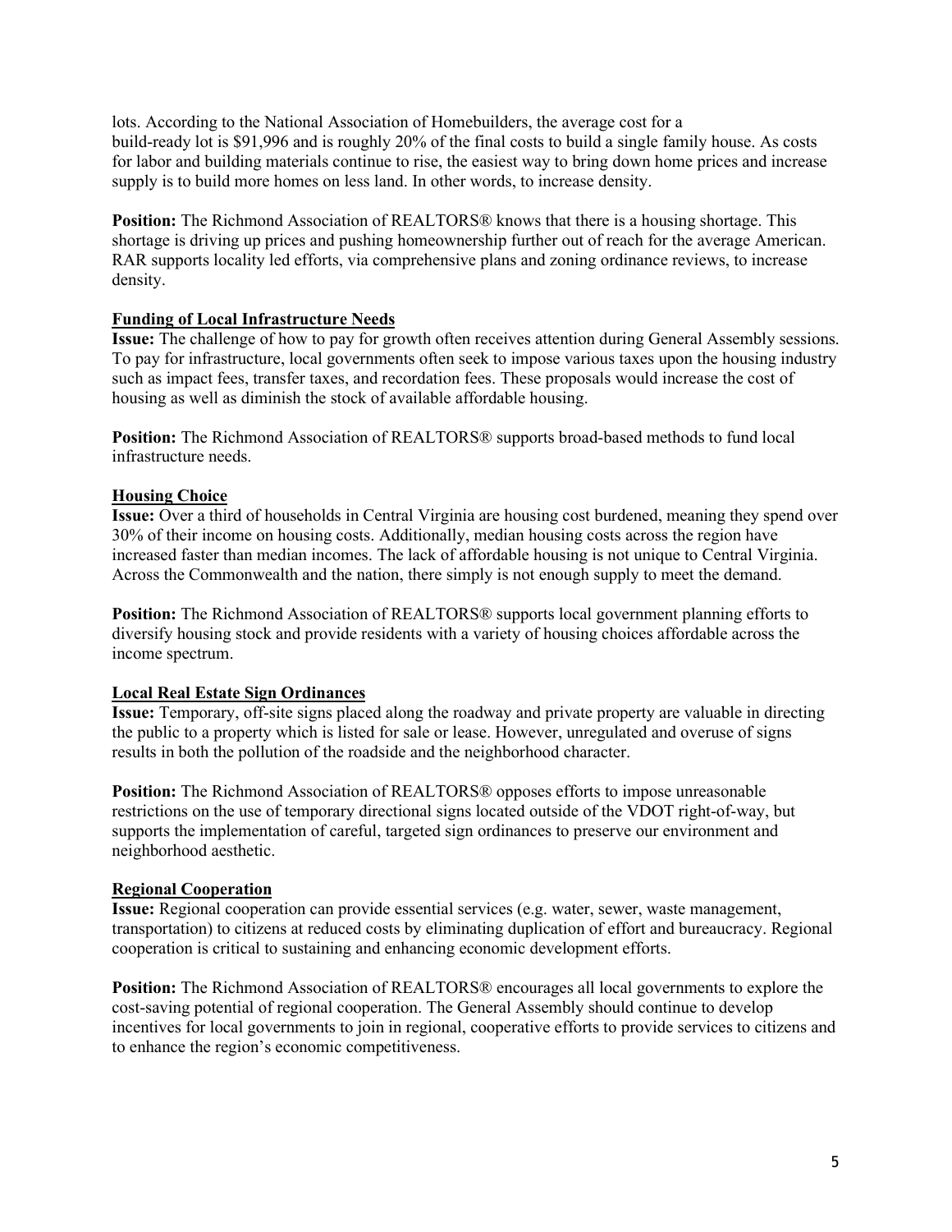lots. According to the National Association of Homebuilders, the average cost for a build-ready lot is $91,996 and is roughly 20% of the final costs to build a single family house. As costs for labor and building materials continue to rise, the easiest way to bring down home prices and increase supply is to build more homes on less land. In other words, to increase density.

**Position:** The Richmond Association of REALTORS® knows that there is a housing shortage. This shortage is driving up prices and pushing homeownership further out of reach for the average American. RAR supports locality led efforts, via comprehensive plans and zoning ordinance reviews, to increase density.

### Funding of Local Infrastructure Needs

**Issue:** The challenge of how to pay for growth often receives attention during General Assembly sessions. To pay for infrastructure, local governments often seek to impose various taxes upon the housing industry such as impact fees, transfer taxes, and recordation fees. These proposals would increase the cost of housing as well as diminish the stock of available affordable housing.

**Position:** The Richmond Association of REALTORS® supports broad-based methods to fund local infrastructure needs.

### Housing Choice

**Issue:** Over a third of households in Central Virginia are housing cost burdened, meaning they spend over 30% of their income on housing costs. Additionally, median housing costs across the region have increased faster than median incomes. The lack of affordable housing is not unique to Central Virginia. Across the Commonwealth and the nation, there simply is not enough supply to meet the demand.

**Position:** The Richmond Association of REALTORS® supports local government planning efforts to diversify housing stock and provide residents with a variety of housing choices affordable across the income spectrum.

### Local Real Estate Sign Ordinances

**Issue:** Temporary, off-site signs placed along the roadway and private property are valuable in directing the public to a property which is listed for sale or lease. However, unregulated and overuse of signs results in both the pollution of the roadside and the neighborhood character.

**Position:** The Richmond Association of REALTORS® opposes efforts to impose unreasonable restrictions on the use of temporary directional signs located outside of the VDOT right-of-way, but supports the implementation of careful, targeted sign ordinances to preserve our environment and neighborhood aesthetic.

### Regional Cooperation

**Issue:** Regional cooperation can provide essential services (e.g. water, sewer, waste management, transportation) to citizens at reduced costs by eliminating duplication of effort and bureaucracy. Regional cooperation is critical to sustaining and enhancing economic development efforts.

**Position:** The Richmond Association of REALTORS® encourages all local governments to explore the cost-saving potential of regional cooperation. The General Assembly should continue to develop incentives for local governments to join in regional, cooperative efforts to provide services to citizens and to enhance the region's economic competitiveness.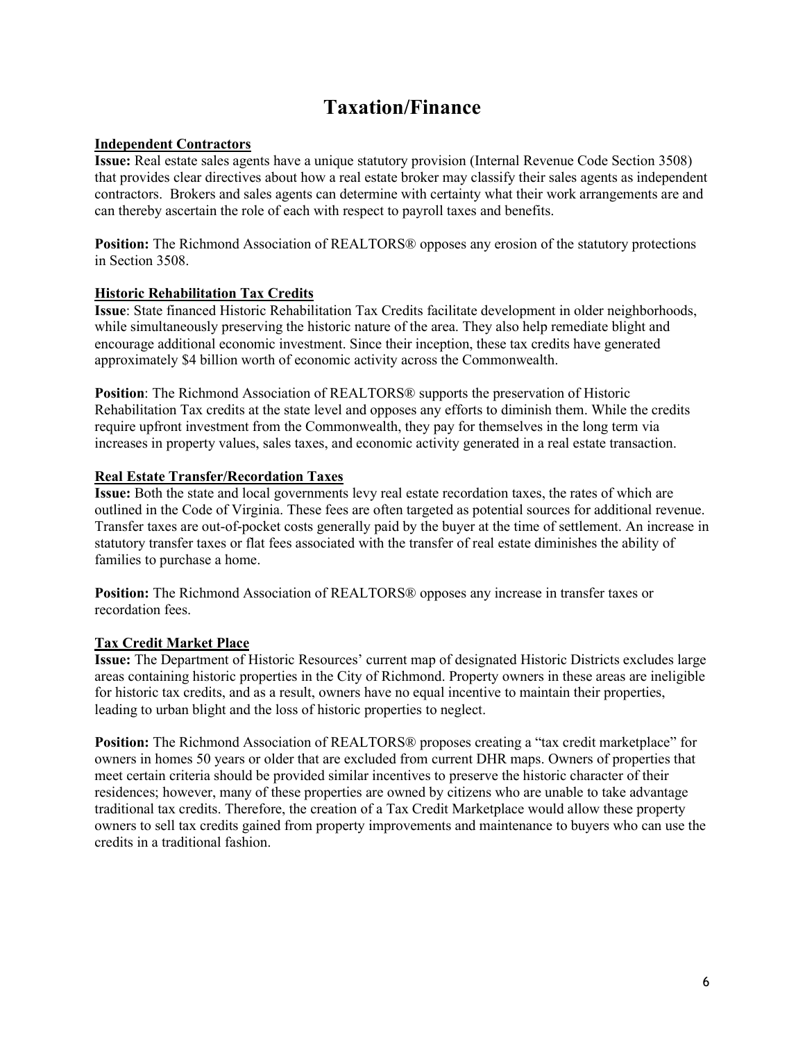# Taxation/Finance

**Independent Contractors**

**Issue:** Real estate sales agents have a unique statutory provision (Internal Revenue Code Section 3508) that provides clear directives about how a real estate broker may classify their sales agents as independent contractors. Brokers and sales agents can determine with certainty what their work arrangements are and can thereby ascertain the role of each with respect to payroll taxes and benefits.

**Position:** The Richmond Association of REALTORS® opposes any erosion of the statutory protections in Section 3508.

**Historic Rehabilitation Tax Credits**

**Issue**: State financed Historic Rehabilitation Tax Credits facilitate development in older neighborhoods, while simultaneously preserving the historic nature of the area. They also help remediate blight and encourage additional economic investment. Since their inception, these tax credits have generated approximately $4 billion worth of economic activity across the Commonwealth.

**Position**: The Richmond Association of REALTORS® supports the preservation of Historic Rehabilitation Tax credits at the state level and opposes any efforts to diminish them. While the credits require upfront investment from the Commonwealth, they pay for themselves in the long term via increases in property values, sales taxes, and economic activity generated in a real estate transaction.

**Real Estate Transfer/Recordation Taxes**

**Issue:** Both the state and local governments levy real estate recordation taxes, the rates of which are outlined in the Code of Virginia. These fees are often targeted as potential sources for additional revenue. Transfer taxes are out-of-pocket costs generally paid by the buyer at the time of settlement. An increase in statutory transfer taxes or flat fees associated with the transfer of real estate diminishes the ability of families to purchase a home.

**Position:** The Richmond Association of REALTORS® opposes any increase in transfer taxes or recordation fees.

**Tax Credit Market Place**

**Issue:** The Department of Historic Resources' current map of designated Historic Districts excludes large areas containing historic properties in the City of Richmond. Property owners in these areas are ineligible for historic tax credits, and as a result, owners have no equal incentive to maintain their properties, leading to urban blight and the loss of historic properties to neglect.

**Position:** The Richmond Association of REALTORS® proposes creating a "tax credit marketplace" for owners in homes 50 years or older that are excluded from current DHR maps. Owners of properties that meet certain criteria should be provided similar incentives to preserve the historic character of their residences; however, many of these properties are owned by citizens who are unable to take advantage traditional tax credits. Therefore, the creation of a Tax Credit Marketplace would allow these property owners to sell tax credits gained from property improvements and maintenance to buyers who can use the credits in a traditional fashion.